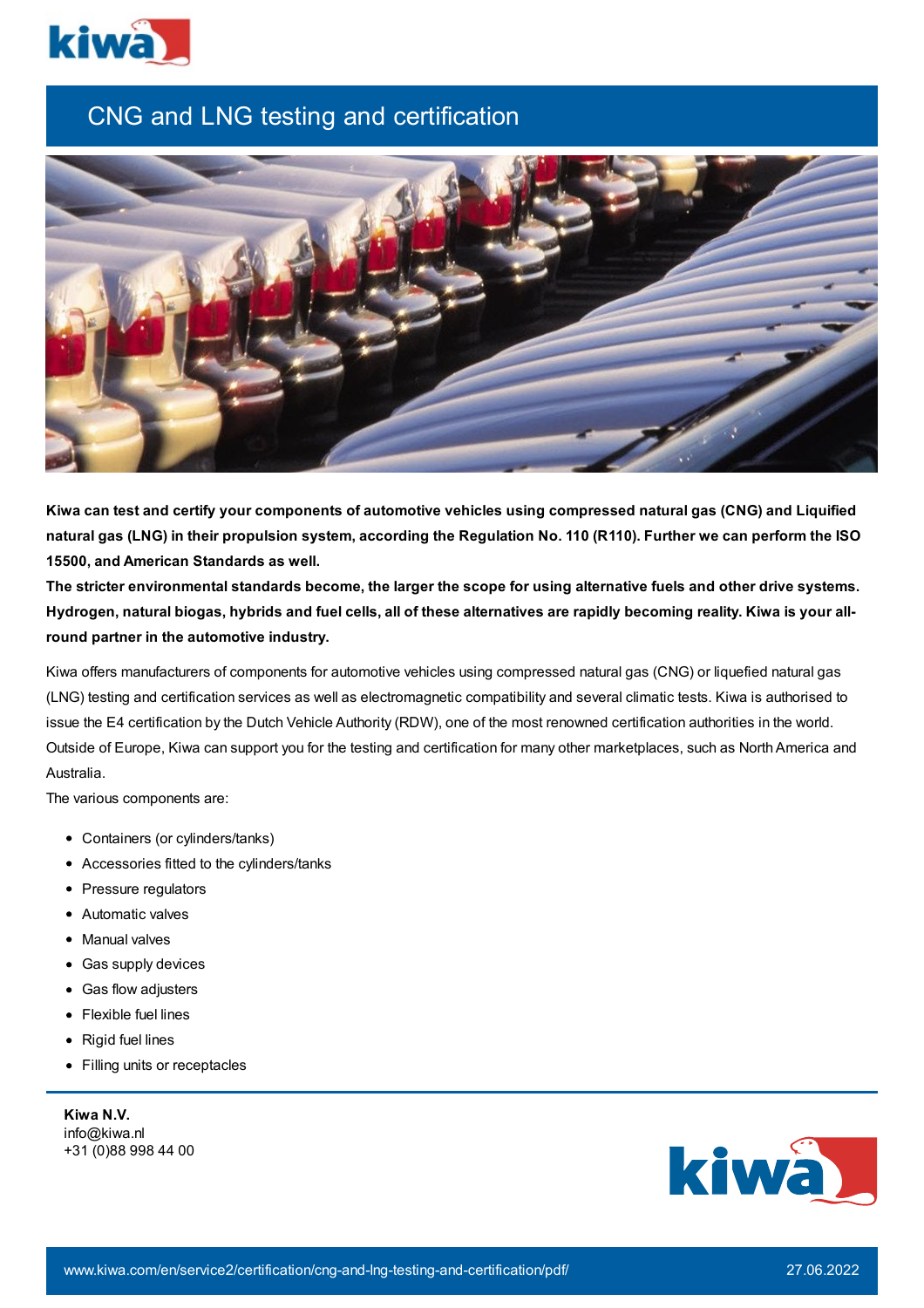# CNG and LNG testing and certification

**Kiwa can test and certify your components of automotive vehicles using compressed natural gas (CNG) and Liquified natural gas (LNG) in their propulsion system, according the Regulation No. 110 (R110). Further we can perform the ISO 15500, and American Standards as well.**
**The stricter environmental standards become, the larger the scope for using alternative fuels and other drive systems. Hydrogen, natural biogas, hybrids and fuel cells, all of these alternatives are rapidly becoming reality. Kiwa is your all-round partner in the automotive industry.**

Kiwa offers manufacturers of components for automotive vehicles using compressed natural gas (CNG) or liquefied natural gas (LNG) testing and certification services as well as electromagnetic compatibility and several climatic tests. Kiwa is authorised to issue the E4 certification by the Dutch Vehicle Authority (RDW), one of the most renowned certification authorities in the world. Outside of Europe, Kiwa can support you for the testing and certification for many other marketplaces, such as North America and Australia.
The various components are:

- Containers (or cylinders/tanks)
- Accessories fitted to the cylinders/tanks
- Pressure regulators
- Automatic valves
- Manual valves
- Gas supply devices
- Gas flow adjusters
- Flexible fuel lines
- Rigid fuel lines
- Filling units or receptacles

**Kiwa N.V.**
info@kiwa.nl
+31 (0)88 998 44 00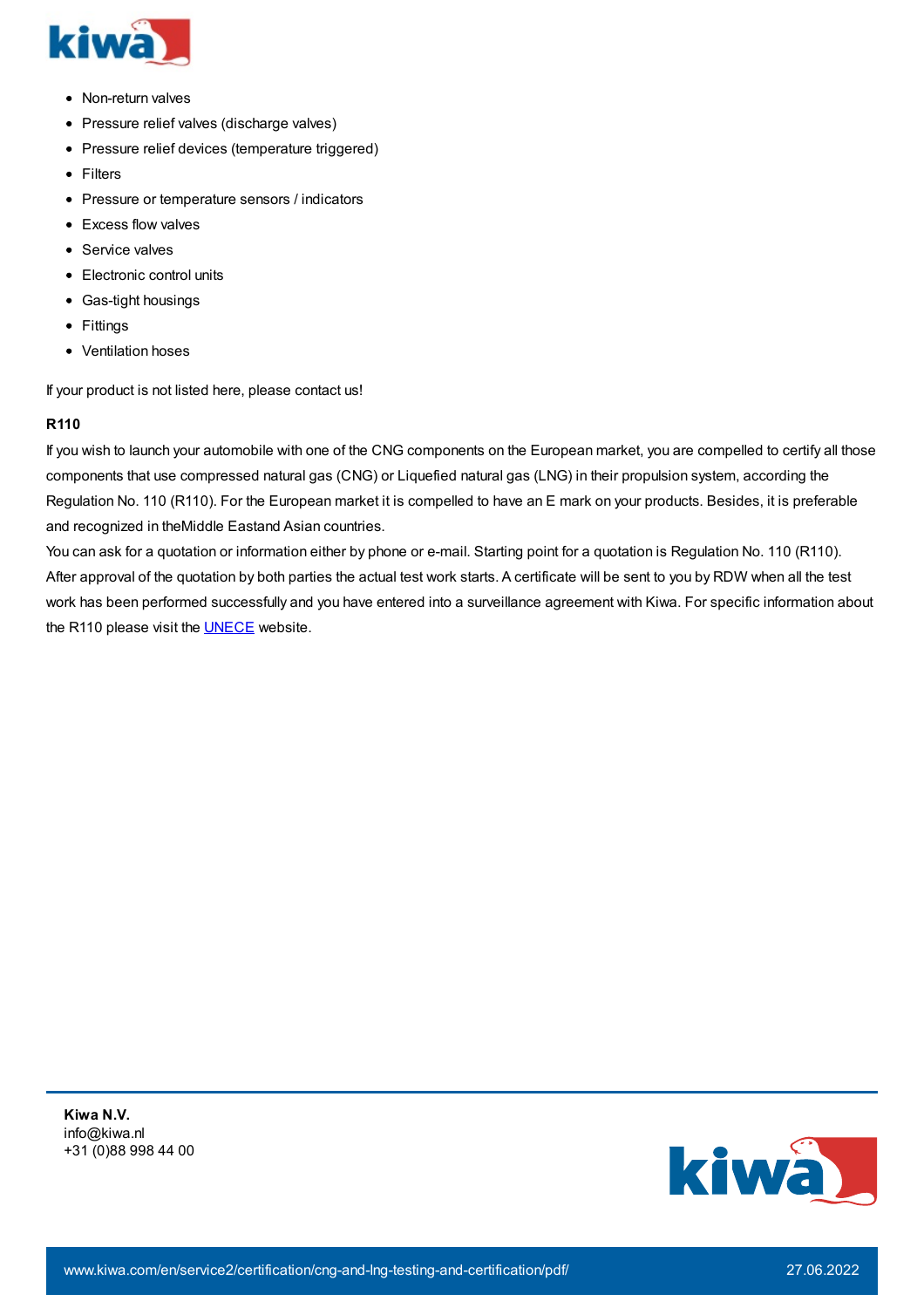- Non-return valves
- Pressure relief valves (discharge valves)
- Pressure relief devices (temperature triggered)
- Filters
- Pressure or temperature sensors / indicators
- Excess flow valves
- Service valves
- Electronic control units
- Gas-tight housings
- Fittings
- Ventilation hoses

If your product is not listed here, please contact us!

**R110**

If you wish to launch your automobile with one of the CNG components on the European market, you are compelled to certify all those components that use compressed natural gas (CNG) or Liquefied natural gas (LNG) in their propulsion system, according the Regulation No. 110 (R110). For the European market it is compelled to have an E mark on your products. Besides, it is preferable and recognized in theMiddle Eastand Asian countries.
You can ask for a quotation or information either by phone or e-mail. Starting point for a quotation is Regulation No. 110 (R110). After approval of the quotation by both parties the actual test work starts. A certificate will be sent to you by RDW when all the test work has been performed successfully and you have entered into a surveillance agreement with Kiwa. For specific information about the R110 please visit the UNECE website.

**Kiwa N.V.**
info@kiwa.nl
+31 (0)88 998 44 00